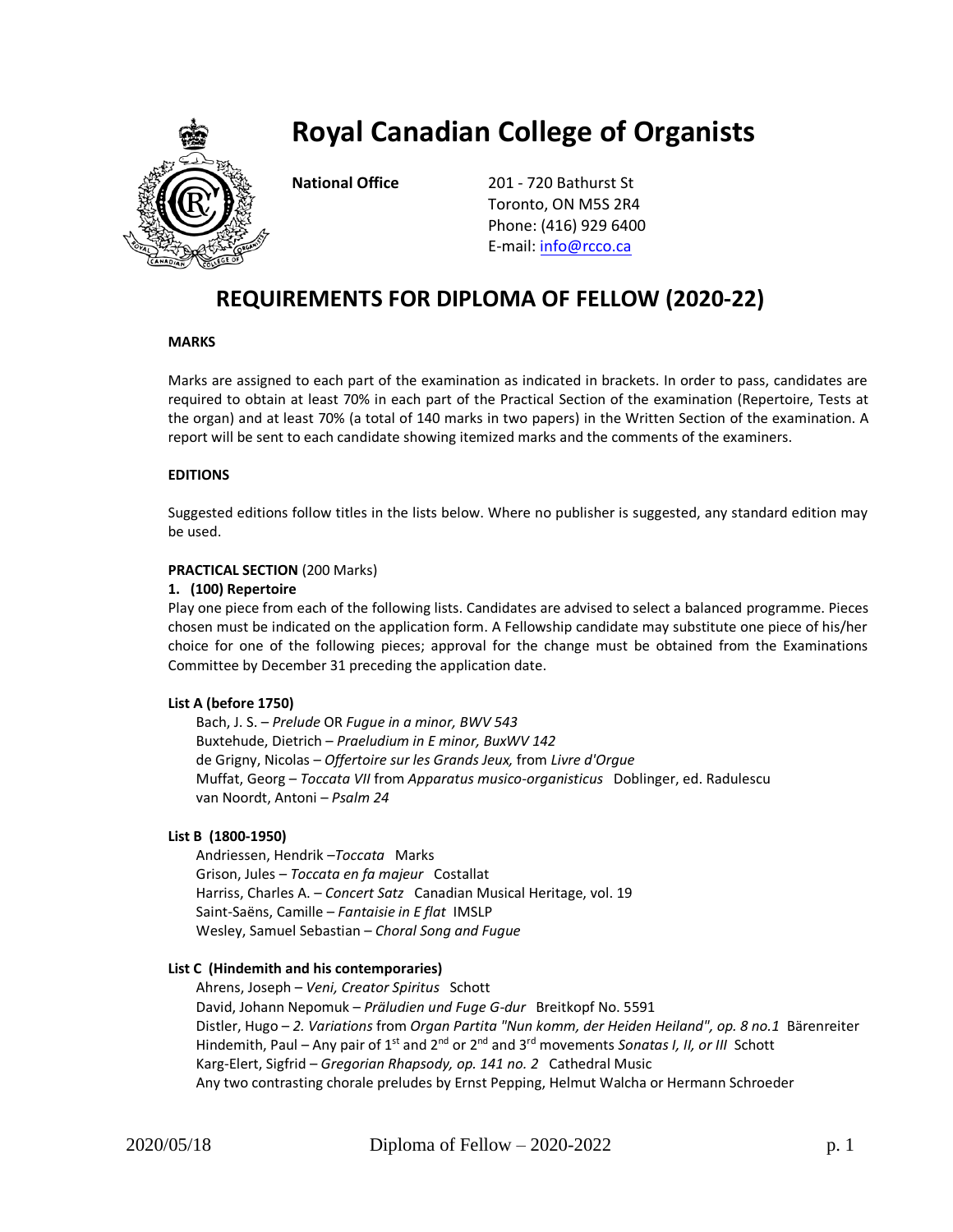# Royal Canadian College of Organists

**National Office**

201 - 720 Bathurst St
Toronto, ON M5S 2R4
Phone: (416) 929 6400
E-mail: info@rcco.ca

## REQUIREMENTS FOR DIPLOMA OF FELLOW (2020-22)

### MARKS

Marks are assigned to each part of the examination as indicated in brackets. In order to pass, candidates are required to obtain at least 70% in each part of the Practical Section of the examination (Repertoire, Tests at the organ) and at least 70% (a total of 140 marks in two papers) in the Written Section of the examination. A report will be sent to each candidate showing itemized marks and the comments of the examiners.

### EDITIONS

Suggested editions follow titles in the lists below. Where no publisher is suggested, any standard edition may be used.

**PRACTICAL SECTION** (200 Marks)

**1. (100) Repertoire**

Play one piece from each of the following lists. Candidates are advised to select a balanced programme. Pieces chosen must be indicated on the application form. A Fellowship candidate may substitute one piece of his/her choice for one of the following pieces; approval for the change must be obtained from the Examinations Committee by December 31 preceding the application date.

**List A (before 1750)**

Bach, J. S. – *Prelude* OR *Fugue in a minor, BWV 543*
Buxtehude, Dietrich – *Praeludium in E minor, BuxWV 142*
de Grigny, Nicolas – *Offertoire sur les Grands Jeux,* from *Livre d'Orgue*
Muffat, Georg – *Toccata VII* from *Apparatus musico-organisticus* Doblinger, ed. Radulescu
van Noordt, Antoni – *Psalm 24*

**List B (1800-1950)**

Andriessen, Hendrik –*Toccata* Marks
Grison, Jules – *Toccata en fa majeur* Costallat
Harriss, Charles A. – *Concert Satz* Canadian Musical Heritage, vol. 19
Saint-Saëns, Camille – *Fantaisie in E flat* IMSLP
Wesley, Samuel Sebastian – *Choral Song and Fugue*

**List C (Hindemith and his contemporaries)**

Ahrens, Joseph – *Veni, Creator Spiritus* Schott
David, Johann Nepomuk – *Präludien und Fuge G-dur* Breitkopf No. 5591
Distler, Hugo – *2. Variations* from *Organ Partita "Nun komm, der Heiden Heiland", op. 8 no.1* Bärenreiter
Hindemith, Paul – Any pair of 1st and 2nd or 2nd and 3rd movements *Sonatas I, II, or III* Schott
Karg-Elert, Sigfrid – *Gregorian Rhapsody, op. 141 no. 2* Cathedral Music
Any two contrasting chorale preludes by Ernst Pepping, Helmut Walcha or Hermann Schroeder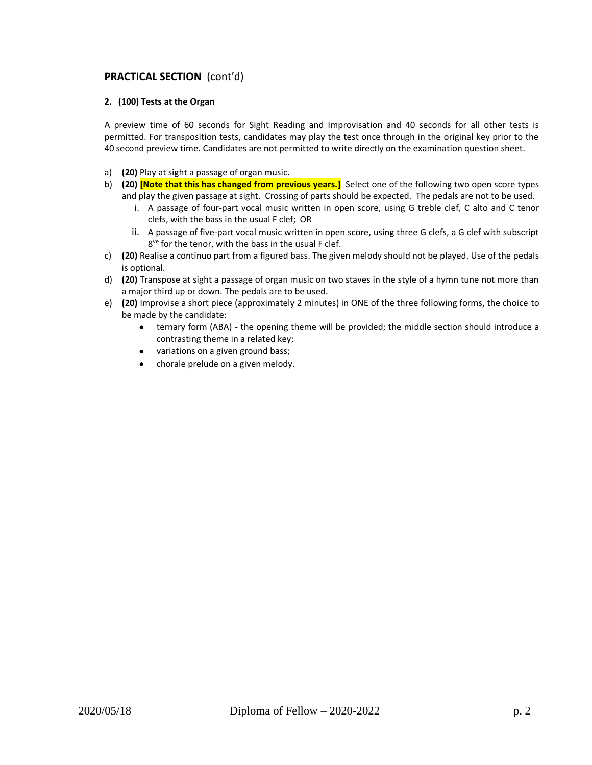## PRACTICAL SECTION (cont'd)

**2. (100) Tests at the Organ**

A preview time of 60 seconds for Sight Reading and Improvisation and 40 seconds for all other tests is permitted. For transposition tests, candidates may play the test once through in the original key prior to the 40 second preview time. Candidates are not permitted to write directly on the examination question sheet.

a) **(20)** Play at sight a passage of organ music.

b) **(20)** **[Note that this has changed from previous years.]** Select one of the following two open score types and play the given passage at sight. Crossing of parts should be expected. The pedals are not to be used.
   i. A passage of four-part vocal music written in open score, using G treble clef, C alto and C tenor clefs, with the bass in the usual F clef; OR
   ii. A passage of five-part vocal music written in open score, using three G clefs, a G clef with subscript 8[ve] for the tenor, with the bass in the usual F clef.

c) **(20)** Realise a continuo part from a figured bass. The given melody should not be played. Use of the pedals is optional.

d) **(20)** Transpose at sight a passage of organ music on two staves in the style of a hymn tune not more than a major third up or down. The pedals are to be used.

e) **(20)** Improvise a short piece (approximately 2 minutes) in ONE of the three following forms, the choice to be made by the candidate:
   - ternary form (ABA) - the opening theme will be provided; the middle section should introduce a contrasting theme in a related key;
   - variations on a given ground bass;
   - chorale prelude on a given melody.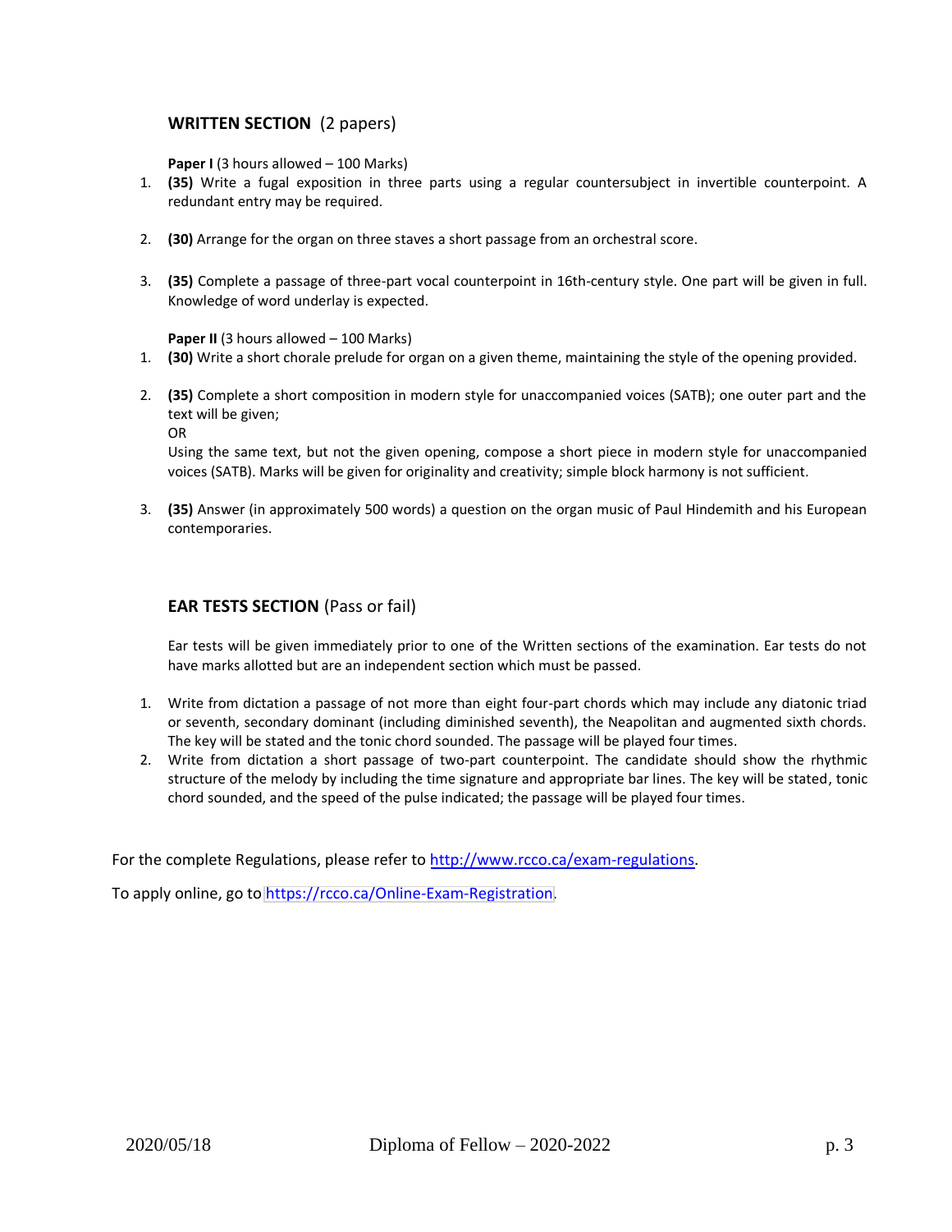## WRITTEN SECTION (2 papers)

**Paper I** (3 hours allowed – 100 Marks)

1. **(35)** Write a fugal exposition in three parts using a regular countersubject in invertible counterpoint. A redundant entry may be required.

2. **(30)** Arrange for the organ on three staves a short passage from an orchestral score.

3. **(35)** Complete a passage of three-part vocal counterpoint in 16th-century style. One part will be given in full. Knowledge of word underlay is expected.

**Paper II** (3 hours allowed – 100 Marks)

1. **(30)** Write a short chorale prelude for organ on a given theme, maintaining the style of the opening provided.

2. **(35)** Complete a short composition in modern style for unaccompanied voices (SATB); one outer part and the text will be given;
   OR
   Using the same text, but not the given opening, compose a short piece in modern style for unaccompanied voices (SATB). Marks will be given for originality and creativity; simple block harmony is not sufficient.

3. **(35)** Answer (in approximately 500 words) a question on the organ music of Paul Hindemith and his European contemporaries.

## EAR TESTS SECTION (Pass or fail)

Ear tests will be given immediately prior to one of the Written sections of the examination. Ear tests do not have marks allotted but are an independent section which must be passed.

1. Write from dictation a passage of not more than eight four-part chords which may include any diatonic triad or seventh, secondary dominant (including diminished seventh), the Neapolitan and augmented sixth chords. The key will be stated and the tonic chord sounded. The passage will be played four times.
2. Write from dictation a short passage of two-part counterpoint. The candidate should show the rhythmic structure of the melody by including the time signature and appropriate bar lines. The key will be stated, tonic chord sounded, and the speed of the pulse indicated; the passage will be played four times.

For the complete Regulations, please refer to [http://www.rcco.ca/exam-regulations](http://www.rcco.ca/exam-regulations).

To apply online, go to [https://rcco.ca/Online-Exam-Registration](https://rcco.ca/Online-Exam-Registration).